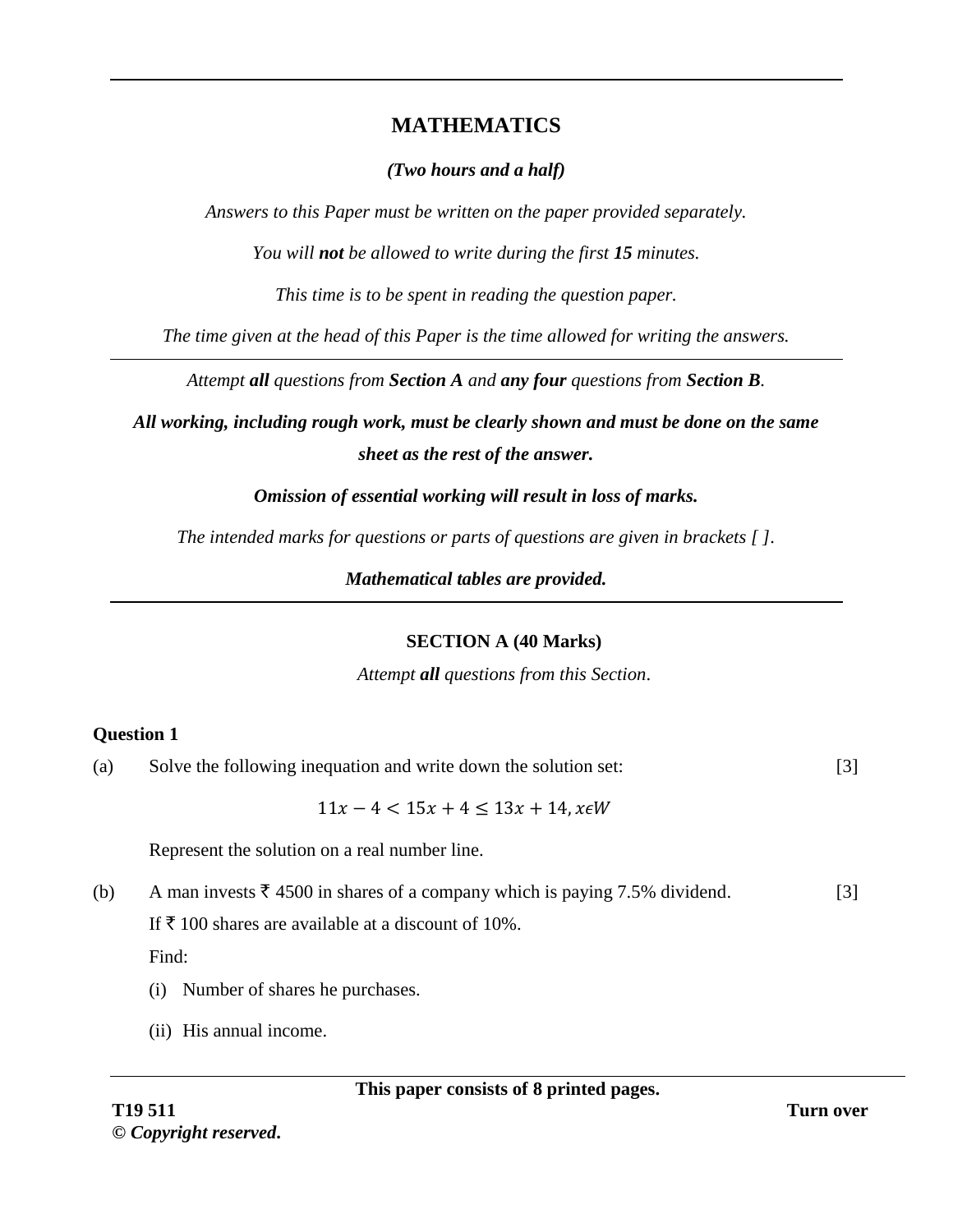# MATHEMATICS

***(Two hours and a half)***

*Answers to this Paper must be written on the paper provided separately.*

*You will **not** be allowed to write during the first **15** minutes.*

*This time is to be spent in reading the question paper.*

*The time given at the head of this Paper is the time allowed for writing the answers.*

---

*Attempt **all** questions from **Section A** and **any four** questions from **Section B**.*

***All working, including rough work, must be clearly shown and must be done on the same sheet as the rest of the answer.***

***Omission of essential working will result in loss of marks.***

*The intended marks for questions or parts of questions are given in brackets [ ].*

***Mathematical tables are provided.***

---

## SECTION A (40 Marks)

*Attempt **all** questions from this Section.*

### Question 1

(a) Solve the following inequation and write down the solution set: [3]

$$11x - 4 < 15x + 4 \leq 13x + 14, x \epsilon W$$

Represent the solution on a real number line.

(b) A man invests ₹ 4500 in shares of a company which is paying 7.5% dividend. [3]

If ₹ 100 shares are available at a discount of 10%.

Find:

(i) Number of shares he purchases.

(ii) His annual income.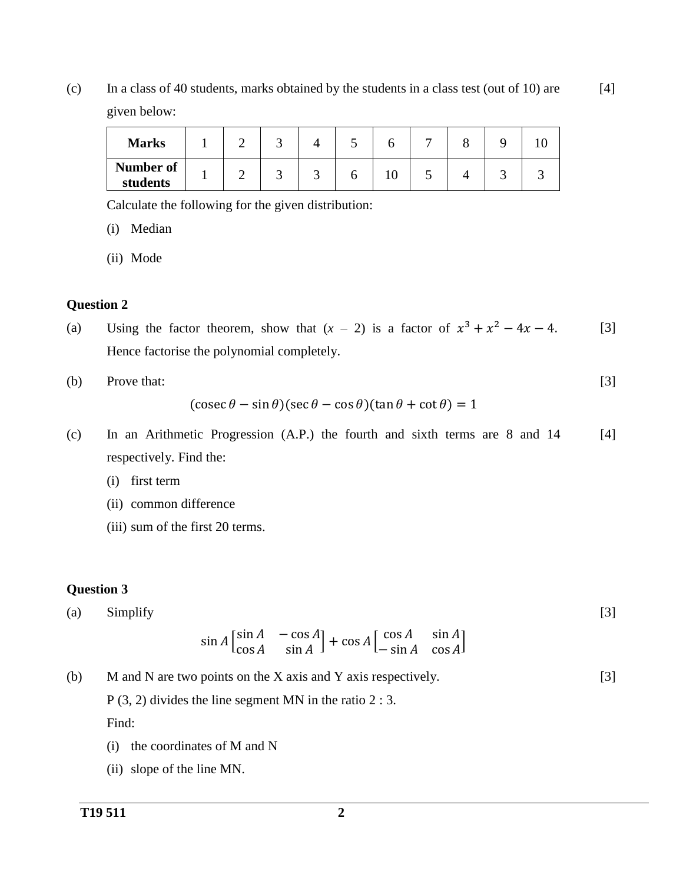(c) In a class of 40 students, marks obtained by the students in a class test (out of 10) are given below: [4]

| **Marks** | 1 | 2 | 3 | 4 | 5 | 6 | 7 | 8 | 9 | 10 |
|---|---|---|---|---|---|---|---|---|---|---|
| **Number of students** | 1 | 2 | 3 | 3 | 6 | 10 | 5 | 4 | 3 | 3 |

Calculate the following for the given distribution:

(i) Median

(ii) Mode

**Question 2**

(a) Using the factor theorem, show that ($x$ – 2) is a factor of $x^3 + x^2 - 4x - 4$. Hence factorise the polynomial completely. [3]

(b) Prove that: [3]

$$(\operatorname{cosec}\theta - \sin\theta)(\sec\theta - \cos\theta)(\tan\theta + \cot\theta) = 1$$

(c) In an Arithmetic Progression (A.P.) the fourth and sixth terms are 8 and 14 respectively. Find the: [4]

(i) first term

(ii) common difference

(iii) sum of the first 20 terms.

**Question 3**

(a) Simplify [3]

$$\sin A \begin{bmatrix} \sin A & -\cos A \\ \cos A & \sin A \end{bmatrix} + \cos A \begin{bmatrix} \cos A & \sin A \\ -\sin A & \cos A \end{bmatrix}$$

(b) M and N are two points on the X axis and Y axis respectively. [3]

P (3, 2) divides the line segment MN in the ratio 2 : 3.

Find:

(i) the coordinates of M and N

(ii) slope of the line MN.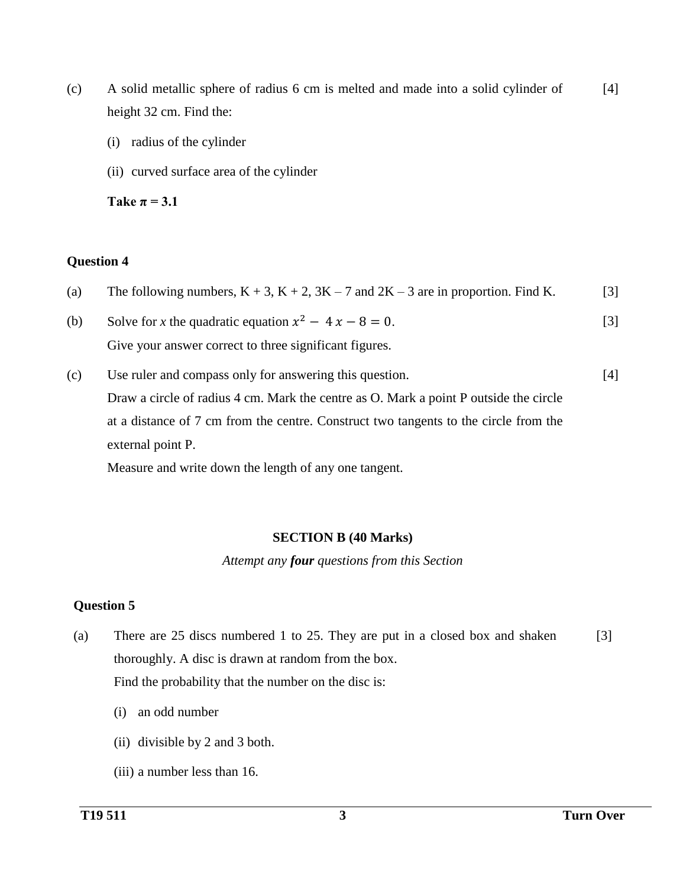(c) A solid metallic sphere of radius 6 cm is melted and made into a solid cylinder of height 32 cm. Find the: [4]

(i) radius of the cylinder

(ii) curved surface area of the cylinder

**Take π = 3.1**

**Question 4**

(a) The following numbers, K + 3, K + 2, 3K – 7 and 2K – 3 are in proportion. Find K. [3]

(b) Solve for *x* the quadratic equation $x^2 - 4x - 8 = 0$. [3]
Give your answer correct to three significant figures.

(c) Use ruler and compass only for answering this question. [4]
Draw a circle of radius 4 cm. Mark the centre as O. Mark a point P outside the circle at a distance of 7 cm from the centre. Construct two tangents to the circle from the external point P.
Measure and write down the length of any one tangent.

## SECTION B (40 Marks)

*Attempt any* ***four*** *questions from this Section*

**Question 5**

(a) There are 25 discs numbered 1 to 25. They are put in a closed box and shaken thoroughly. A disc is drawn at random from the box. [3]
Find the probability that the number on the disc is:

(i) an odd number

(ii) divisible by 2 and 3 both.

(iii) a number less than 16.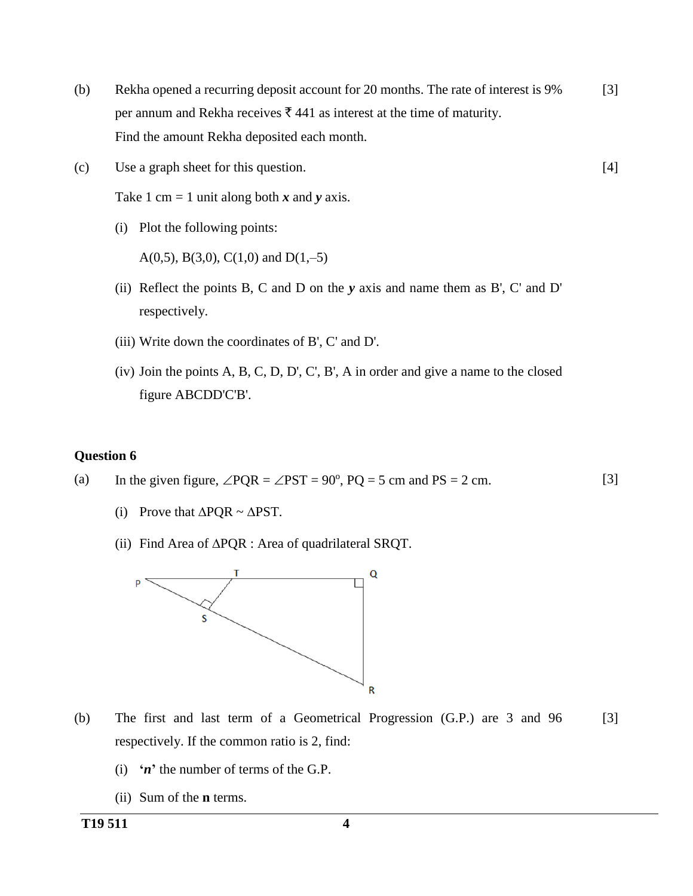(b) Rekha opened a recurring deposit account for 20 months. The rate of interest is 9% per annum and Rekha receives ₹ 441 as interest at the time of maturity. [3]
Find the amount Rekha deposited each month.

(c) Use a graph sheet for this question. [4]

Take 1 cm = 1 unit along both ***x*** and ***y*** axis.

(i) Plot the following points:

A(0,5), B(3,0), C(1,0) and D(1,–5)

(ii) Reflect the points B, C and D on the ***y*** axis and name them as B', C' and D' respectively.

(iii) Write down the coordinates of B', C' and D'.

(iv) Join the points A, B, C, D, D', C', B', A in order and give a name to the closed figure ABCDD'C'B'.

**Question 6**

(a) In the given figure, $\angle PQR = \angle PST = 90^{o}$, PQ = 5 cm and PS = 2 cm. [3]

(i) Prove that $\Delta PQR \sim \Delta PST$.

(ii) Find Area of $\Delta PQR$ : Area of quadrilateral SRQT.

(b) The first and last term of a Geometrical Progression (G.P.) are 3 and 96 respectively. If the common ratio is 2, find: [3]

(i) **'*n*'** the number of terms of the G.P.

(ii) Sum of the **n** terms.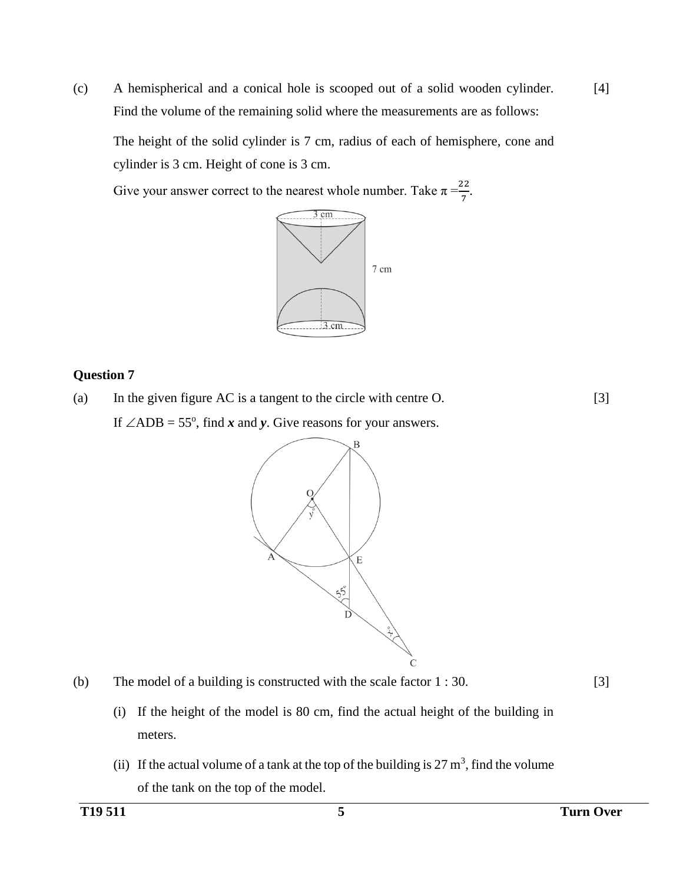(c) A hemispherical and a conical hole is scooped out of a solid wooden cylinder. Find the volume of the remaining solid where the measurements are as follows: [4]

The height of the solid cylinder is 7 cm, radius of each of hemisphere, cone and cylinder is 3 cm. Height of cone is 3 cm.

Give your answer correct to the nearest whole number. Take $\pi = \frac{22}{7}$.

## Question 7

(a) In the given figure AC is a tangent to the circle with centre O. [3]

If $\angle ADB = 55^\circ$, find ***x*** and ***y***. Give reasons for your answers.

(b) The model of a building is constructed with the scale factor 1 : 30. [3]

(i) If the height of the model is 80 cm, find the actual height of the building in meters.

(ii) If the actual volume of a tank at the top of the building is $27\ m^3$, find the volume of the tank on the top of the model.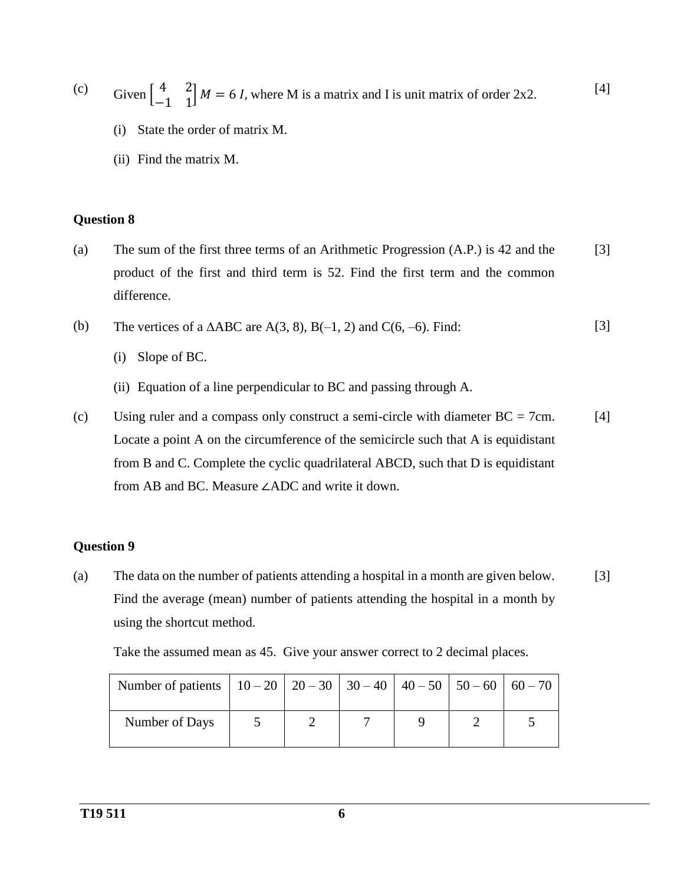(c) Given $\begin{bmatrix} 4 & 2 \\ -1 & 1 \end{bmatrix} M = 6\,I$, where M is a matrix and I is unit matrix of order 2x2. [4]

(i) State the order of matrix M.

(ii) Find the matrix M.

### Question 8

(a) The sum of the first three terms of an Arithmetic Progression (A.P.) is 42 and the product of the first and third term is 52. Find the first term and the common difference. [3]

(b) The vertices of a $\Delta$ABC are A(3, 8), B(–1, 2) and C(6, –6). Find: [3]

(i) Slope of BC.

(ii) Equation of a line perpendicular to BC and passing through A.

(c) Using ruler and a compass only construct a semi-circle with diameter BC = 7cm. Locate a point A on the circumference of the semicircle such that A is equidistant from B and C. Complete the cyclic quadrilateral ABCD, such that D is equidistant from AB and BC. Measure $\angle$ADC and write it down. [4]

### Question 9

(a) The data on the number of patients attending a hospital in a month are given below. Find the average (mean) number of patients attending the hospital in a month by using the shortcut method. [3]

Take the assumed mean as 45. Give your answer correct to 2 decimal places.

| Number of patients | 10 – 20 | 20 – 30 | 30 – 40 | 40 – 50 | 50 – 60 | 60 – 70 |
|---|---|---|---|---|---|---|
| Number of Days | 5 | 2 | 7 | 9 | 2 | 5 |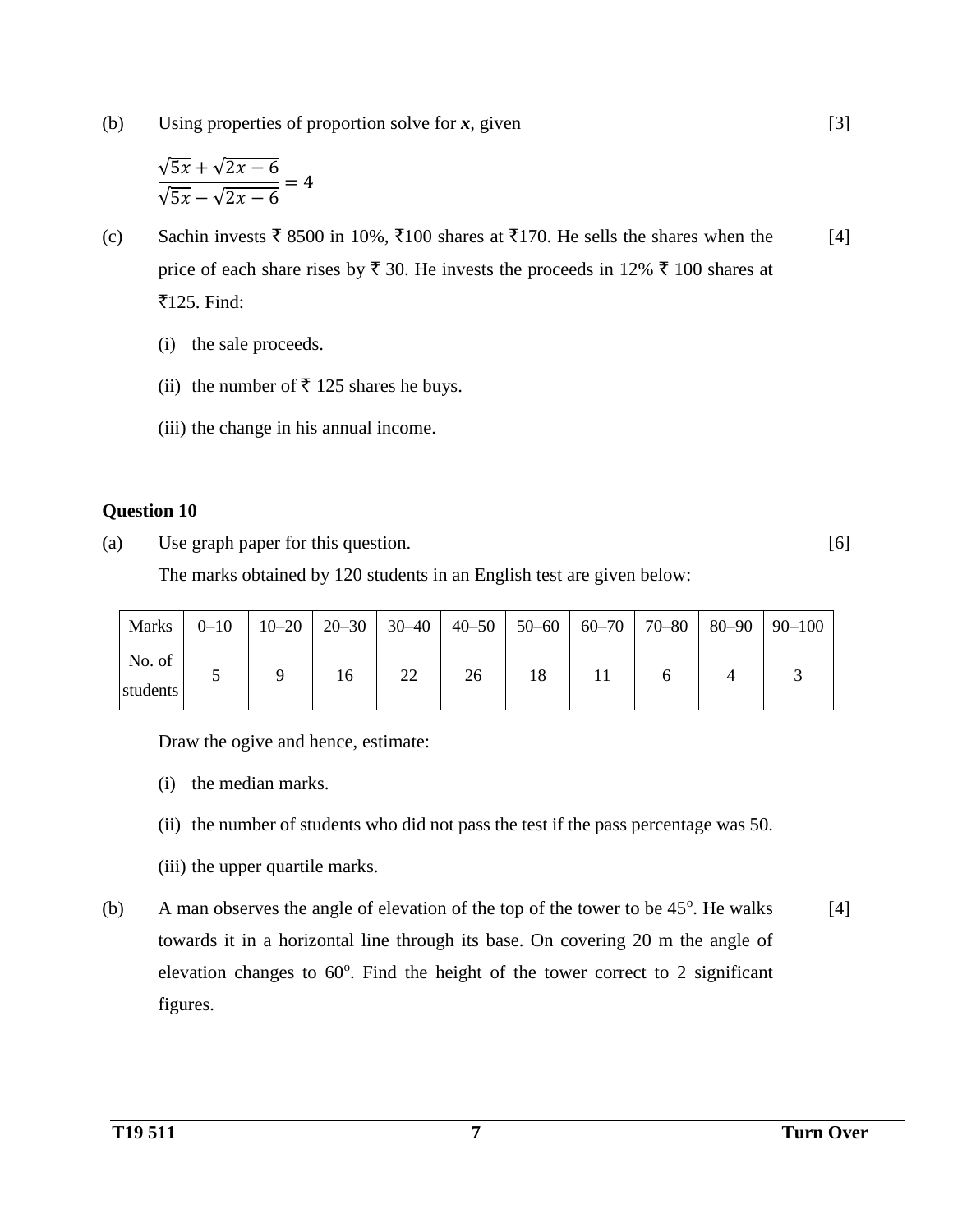(b) Using properties of proportion solve for $\boldsymbol{x}$, given [3]

$$\frac{\sqrt{5x}+\sqrt{2x-6}}{\sqrt{5x}-\sqrt{2x-6}} = 4$$

(c) Sachin invests ₹ 8500 in 10%, ₹100 shares at ₹170. He sells the shares when the price of each share rises by ₹ 30. He invests the proceeds in 12% ₹ 100 shares at ₹125. Find: [4]

(i) the sale proceeds.

(ii) the number of ₹ 125 shares he buys.

(iii) the change in his annual income.

**Question 10**

(a) Use graph paper for this question. [6]

The marks obtained by 120 students in an English test are given below:

| Marks | 0–10 | 10–20 | 20–30 | 30–40 | 40–50 | 50–60 | 60–70 | 70–80 | 80–90 | 90–100 |
|---|---|---|---|---|---|---|---|---|---|---|
| No. of students | 5 | 9 | 16 | 22 | 26 | 18 | 11 | 6 | 4 | 3 |

Draw the ogive and hence, estimate:

(i) the median marks.

(ii) the number of students who did not pass the test if the pass percentage was 50.

(iii) the upper quartile marks.

(b) A man observes the angle of elevation of the top of the tower to be $45^{o}$. He walks towards it in a horizontal line through its base. On covering 20 m the angle of elevation changes to $60^{o}$. Find the height of the tower correct to 2 significant figures. [4]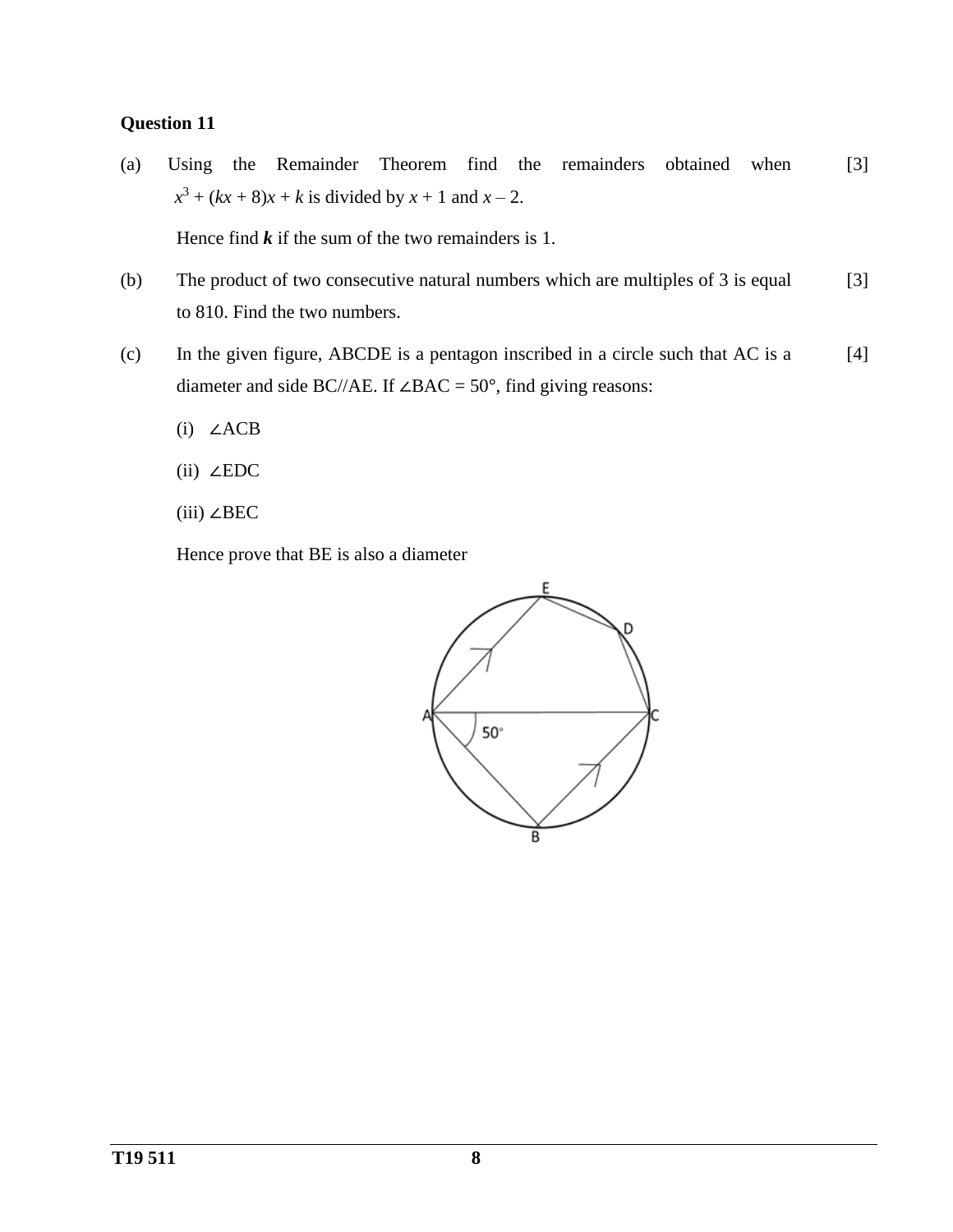**Question 11**

(a) Using the Remainder Theorem find the remainders obtained when $x^3 + (kx + 8)x + k$ is divided by $x + 1$ and $x - 2$. [3]

Hence find $\boldsymbol{k}$ if the sum of the two remainders is 1.

(b) The product of two consecutive natural numbers which are multiples of 3 is equal to 810. Find the two numbers. [3]

(c) In the given figure, ABCDE is a pentagon inscribed in a circle such that AC is a diameter and side BC//AE. If $\angle BAC = 50°$, find giving reasons: [4]

(i) $\angle ACB$

(ii) $\angle EDC$

(iii) $\angle BEC$

Hence prove that BE is also a diameter

E
D
A
C
50°
B